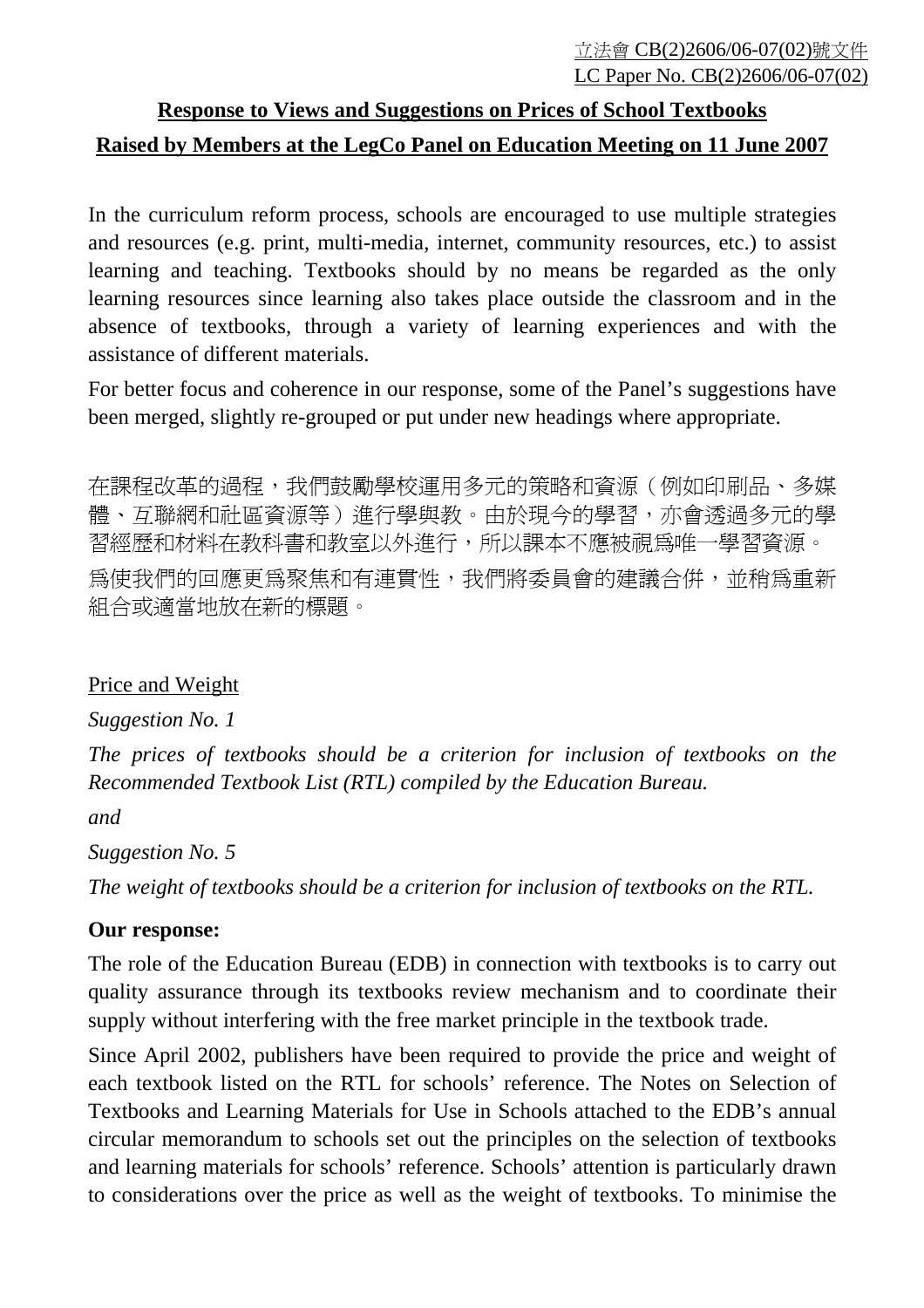立法會 CB(2)2606/06-07(02)號文件
LC Paper No. CB(2)2606/06-07(02)

# Response to Views and Suggestions on Prices of School Textbooks Raised by Members at the LegCo Panel on Education Meeting on 11 June 2007

In the curriculum reform process, schools are encouraged to use multiple strategies and resources (e.g. print, multi-media, internet, community resources, etc.) to assist learning and teaching. Textbooks should by no means be regarded as the only learning resources since learning also takes place outside the classroom and in the absence of textbooks, through a variety of learning experiences and with the assistance of different materials.

For better focus and coherence in our response, some of the Panel's suggestions have been merged, slightly re-grouped or put under new headings where appropriate.

在課程改革的過程，我們鼓勵學校運用多元的策略和資源（例如印刷品、多媒體、互聯網和社區資源等）進行學與教。由於現今的學習，亦會透過多元的學習經歷和材料在教科書和教室以外進行，所以課本不應被視爲唯一學習資源。

爲使我們的回應更爲聚焦和有連貫性，我們將委員會的建議合併，並稍爲重新組合或適當地放在新的標題。

## Price and Weight

*Suggestion No. 1*

*The prices of textbooks should be a criterion for inclusion of textbooks on the Recommended Textbook List (RTL) compiled by the Education Bureau.*

*and*

*Suggestion No. 5*

*The weight of textbooks should be a criterion for inclusion of textbooks on the RTL.*

**Our response:**

The role of the Education Bureau (EDB) in connection with textbooks is to carry out quality assurance through its textbooks review mechanism and to coordinate their supply without interfering with the free market principle in the textbook trade.

Since April 2002, publishers have been required to provide the price and weight of each textbook listed on the RTL for schools' reference. The Notes on Selection of Textbooks and Learning Materials for Use in Schools attached to the EDB's annual circular memorandum to schools set out the principles on the selection of textbooks and learning materials for schools' reference. Schools' attention is particularly drawn to considerations over the price as well as the weight of textbooks. To minimise the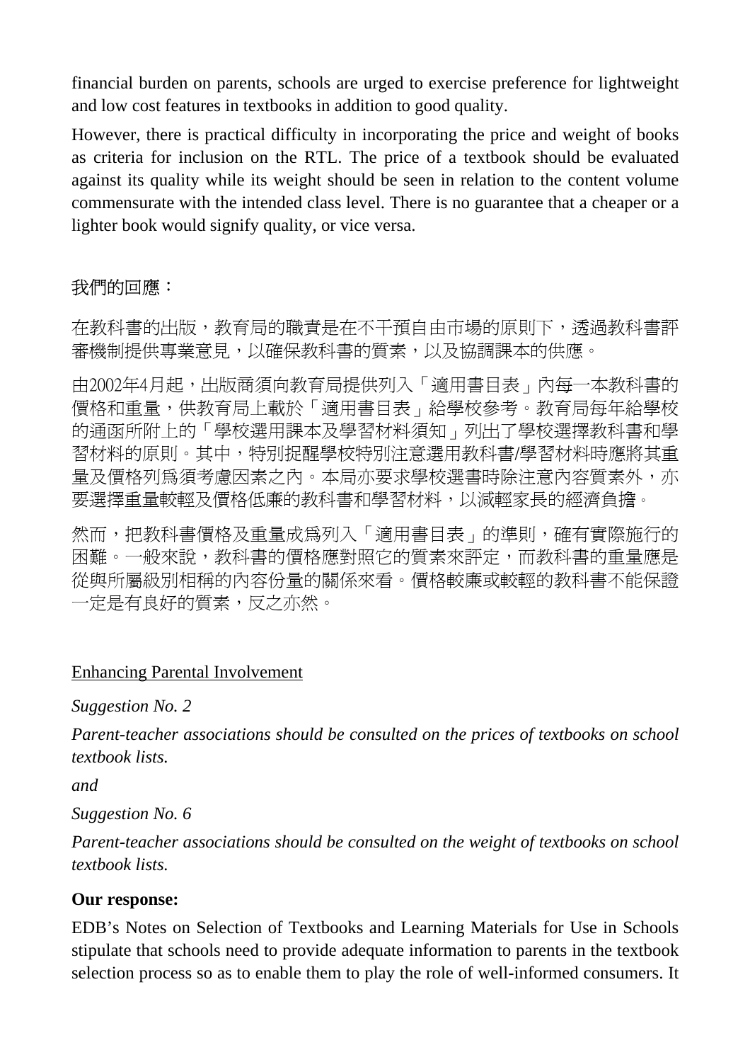financial burden on parents, schools are urged to exercise preference for lightweight and low cost features in textbooks in addition to good quality.

However, there is practical difficulty in incorporating the price and weight of books as criteria for inclusion on the RTL. The price of a textbook should be evaluated against its quality while its weight should be seen in relation to the content volume commensurate with the intended class level. There is no guarantee that a cheaper or a lighter book would signify quality, or vice versa.

我們的回應：

在教科書的出版，教育局的職責是在不干預自由市場的原則下，透過教科書評審機制提供專業意見，以確保教科書的質素，以及協調課本的供應。

由2002年4月起，出版商須向教育局提供列入「適用書目表」內每一本教科書的價格和重量，供教育局上載於「適用書目表」給學校參考。教育局每年給學校的通函所附上的「學校選用課本及學習材料須知」列出了學校選擇教科書和學習材料的原則。其中，特別提醒學校特別注意選用教科書/學習材料時應將其重量及價格列爲須考慮因素之內。本局亦要求學校選書時除注意內容質素外，亦要選擇重量較輕及價格低廉的教科書和學習材料，以減輕家長的經濟負擔。

然而，把教科書價格及重量成爲列入「適用書目表」的準則，確有實際施行的困難。一般來說，教科書的價格應對照它的質素來評定，而教科書的重量應是從與所屬級別相稱的內容份量的關係來看。價格較廉或較輕的教科書不能保證一定是有良好的質素，反之亦然。

Enhancing Parental Involvement

*Suggestion No. 2*

*Parent-teacher associations should be consulted on the prices of textbooks on school textbook lists.*

*and*

*Suggestion No. 6*

*Parent-teacher associations should be consulted on the weight of textbooks on school textbook lists.*

**Our response:**

EDB's Notes on Selection of Textbooks and Learning Materials for Use in Schools stipulate that schools need to provide adequate information to parents in the textbook selection process so as to enable them to play the role of well-informed consumers. It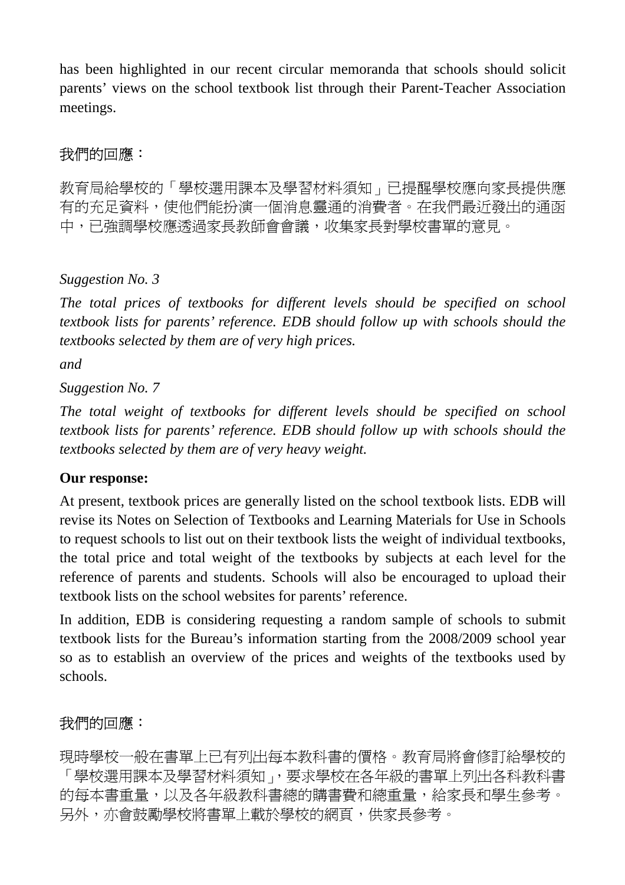has been highlighted in our recent circular memoranda that schools should solicit parents' views on the school textbook list through their Parent-Teacher Association meetings.

我們的回應：

教育局給學校的「學校選用課本及學習材料須知」已提醒學校應向家長提供應有的充足資料，使他們能扮演一個消息靈通的消費者。在我們最近發出的通函中，已強調學校應透過家長教師會會議，收集家長對學校書單的意見。

*Suggestion No. 3*

*The total prices of textbooks for different levels should be specified on school textbook lists for parents' reference. EDB should follow up with schools should the textbooks selected by them are of very high prices.*

*and*

*Suggestion No. 7*

*The total weight of textbooks for different levels should be specified on school textbook lists for parents' reference. EDB should follow up with schools should the textbooks selected by them are of very heavy weight.*

**Our response:**

At present, textbook prices are generally listed on the school textbook lists. EDB will revise its Notes on Selection of Textbooks and Learning Materials for Use in Schools to request schools to list out on their textbook lists the weight of individual textbooks, the total price and total weight of the textbooks by subjects at each level for the reference of parents and students. Schools will also be encouraged to upload their textbook lists on the school websites for parents' reference.

In addition, EDB is considering requesting a random sample of schools to submit textbook lists for the Bureau's information starting from the 2008/2009 school year so as to establish an overview of the prices and weights of the textbooks used by schools.

我們的回應：

現時學校一般在書單上已有列出每本教科書的價格。教育局將會修訂給學校的「學校選用課本及學習材料須知」，要求學校在各年級的書單上列出各科教科書的每本書重量，以及各年級教科書總的購書費和總重量，給家長和學生參考。另外，亦會鼓勵學校將書單上載於學校的網頁，供家長參考。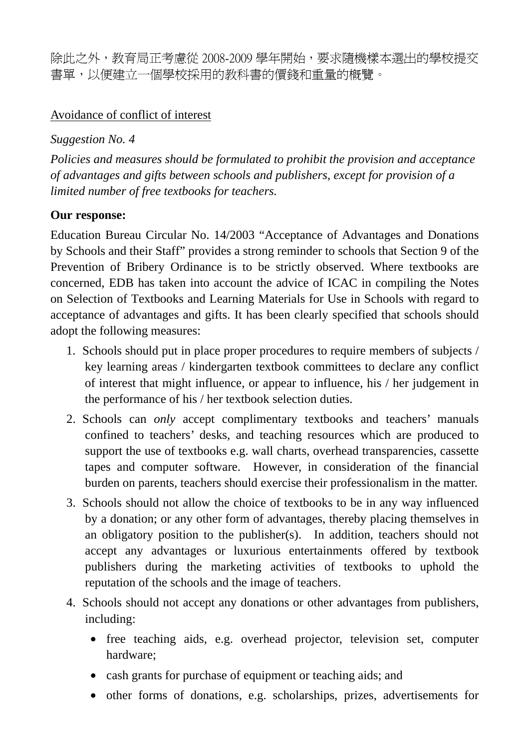除此之外，教育局正考慮從 2008-2009 學年開始，要求隨機樣本選出的學校提交書單，以便建立一個學校採用的教科書的價錢和重量的概覽。

Avoidance of conflict of interest

*Suggestion No. 4*

*Policies and measures should be formulated to prohibit the provision and acceptance of advantages and gifts between schools and publishers, except for provision of a limited number of free textbooks for teachers.*

**Our response:**

Education Bureau Circular No. 14/2003 "Acceptance of Advantages and Donations by Schools and their Staff" provides a strong reminder to schools that Section 9 of the Prevention of Bribery Ordinance is to be strictly observed. Where textbooks are concerned, EDB has taken into account the advice of ICAC in compiling the Notes on Selection of Textbooks and Learning Materials for Use in Schools with regard to acceptance of advantages and gifts. It has been clearly specified that schools should adopt the following measures:

1. Schools should put in place proper procedures to require members of subjects / key learning areas / kindergarten textbook committees to declare any conflict of interest that might influence, or appear to influence, his / her judgement in the performance of his / her textbook selection duties.
2. Schools can *only* accept complimentary textbooks and teachers' manuals confined to teachers' desks, and teaching resources which are produced to support the use of textbooks e.g. wall charts, overhead transparencies, cassette tapes and computer software. However, in consideration of the financial burden on parents, teachers should exercise their professionalism in the matter.
3. Schools should not allow the choice of textbooks to be in any way influenced by a donation; or any other form of advantages, thereby placing themselves in an obligatory position to the publisher(s). In addition, teachers should not accept any advantages or luxurious entertainments offered by textbook publishers during the marketing activities of textbooks to uphold the reputation of the schools and the image of teachers.
4. Schools should not accept any donations or other advantages from publishers, including:
   - free teaching aids, e.g. overhead projector, television set, computer hardware;
   - cash grants for purchase of equipment or teaching aids; and
   - other forms of donations, e.g. scholarships, prizes, advertisements for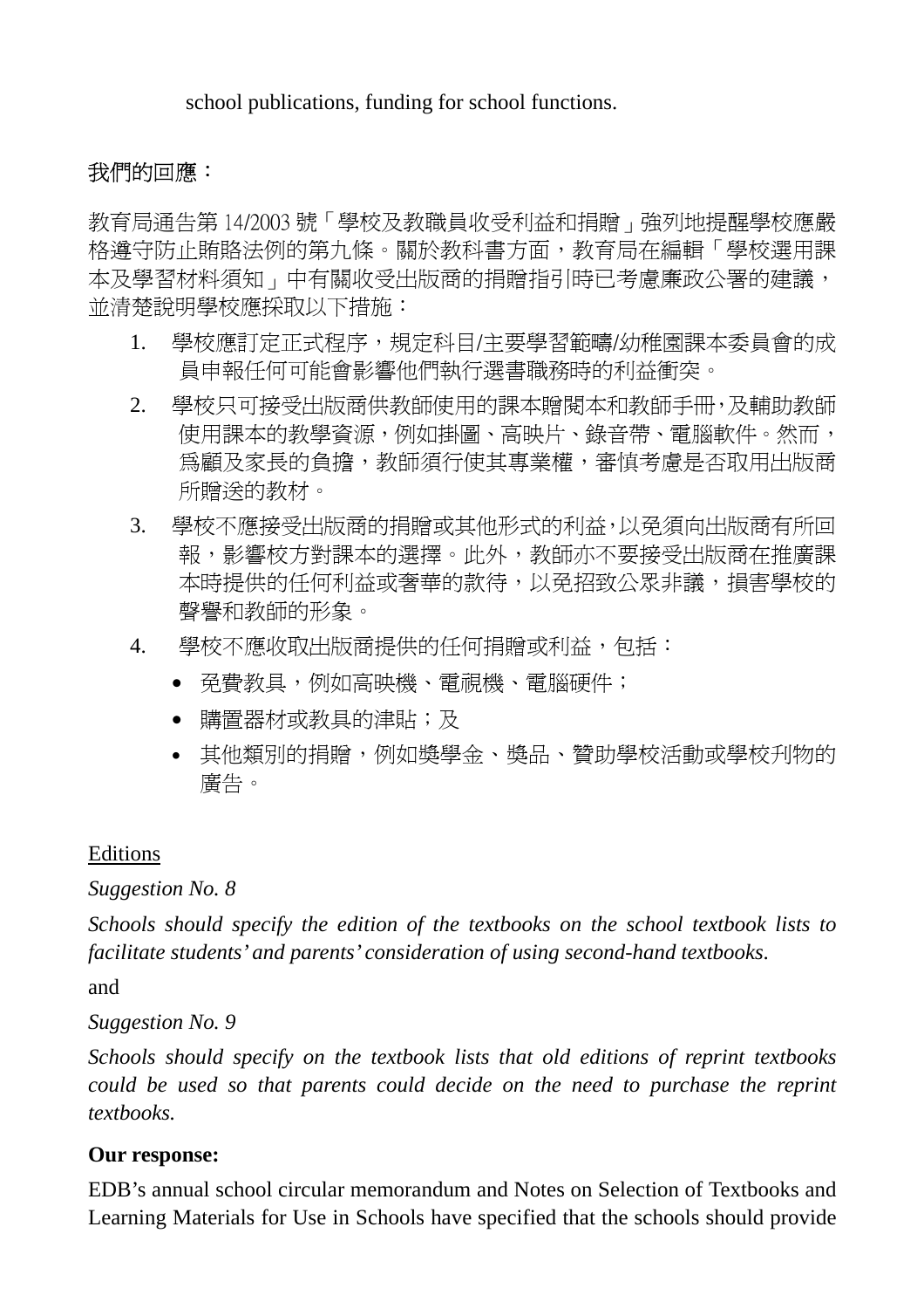school publications, funding for school functions.

我們的回應：

教育局通告第 14/2003 號「學校及教職員收受利益和捐贈」強列地提醒學校應嚴格遵守防止賄賂法例的第九條。關於教科書方面，教育局在編輯「學校選用課本及學習材料須知」中有關收受出版商的捐贈指引時已考慮廉政公署的建議，並清楚說明學校應採取以下措施：

1. 學校應訂定正式程序，規定科目/主要學習範疇/幼稚園課本委員會的成員申報任何可能會影響他們執行選書職務時的利益衝突。
2. 學校只可接受出版商供教師使用的課本贈閱本和教師手冊，及輔助教師使用課本的教學資源，例如掛圖、高映片、錄音帶、電腦軟件。然而，為顧及家長的負擔，教師須行使其專業權，審慎考慮是否取用出版商所贈送的教材。
3. 學校不應接受出版商的捐贈或其他形式的利益，以免須向出版商有所回報，影響校方對課本的選擇。此外，教師亦不要接受出版商在推廣課本時提供的任何利益或奢華的款待，以免招致公眾非議，損害學校的聲譽和教師的形象。
4. 學校不應收取出版商提供的任何捐贈或利益，包括：
   - 免費教具，例如高映機、電視機、電腦硬件；
   - 購置器材或教具的津貼；及
   - 其他類別的捐贈，例如獎學金、獎品、贊助學校活動或學校刊物的廣告。

<u>Editions</u>

*Suggestion No. 8*

*Schools should specify the edition of the textbooks on the school textbook lists to facilitate students' and parents' consideration of using second-hand textbooks.*

and

*Suggestion No. 9*

*Schools should specify on the textbook lists that old editions of reprint textbooks could be used so that parents could decide on the need to purchase the reprint textbooks.*

**Our response:**

EDB's annual school circular memorandum and Notes on Selection of Textbooks and Learning Materials for Use in Schools have specified that the schools should provide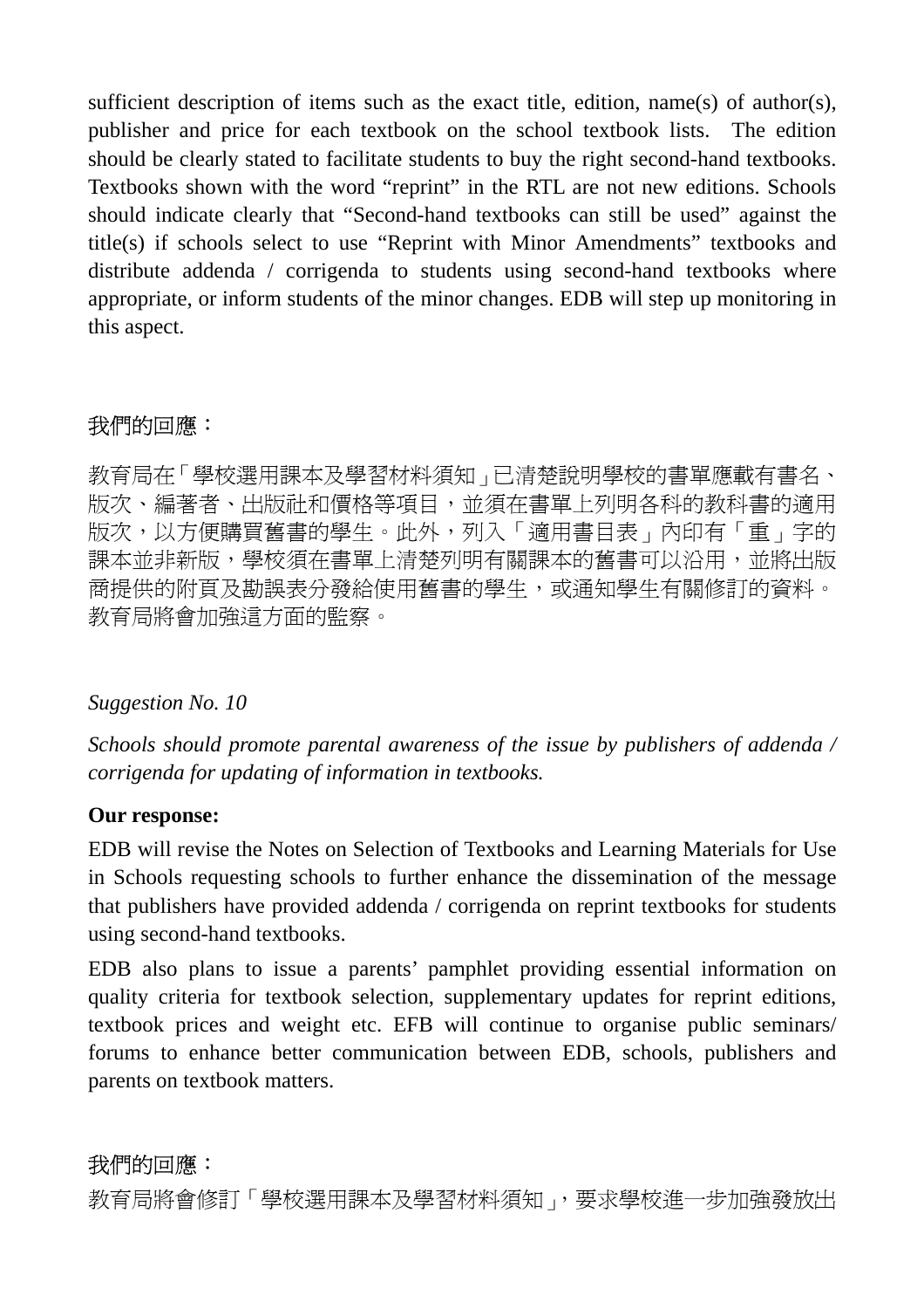sufficient description of items such as the exact title, edition, name(s) of author(s), publisher and price for each textbook on the school textbook lists. The edition should be clearly stated to facilitate students to buy the right second-hand textbooks. Textbooks shown with the word "reprint" in the RTL are not new editions. Schools should indicate clearly that "Second-hand textbooks can still be used" against the title(s) if schools select to use "Reprint with Minor Amendments" textbooks and distribute addenda / corrigenda to students using second-hand textbooks where appropriate, or inform students of the minor changes. EDB will step up monitoring in this aspect.

我們的回應：

教育局在「學校選用課本及學習材料須知」已清楚說明學校的書單應載有書名、版次、編著者、出版社和價格等項目，並須在書單上列明各科的教科書的適用版次，以方便購買舊書的學生。此外，列入「適用書目表」內印有「重」字的課本並非新版，學校須在書單上清楚列明有關課本的舊書可以沿用，並將出版商提供的附頁及勘誤表分發給使用舊書的學生，或通知學生有關修訂的資料。教育局將會加強這方面的監察。

*Suggestion No. 10*

*Schools should promote parental awareness of the issue by publishers of addenda / corrigenda for updating of information in textbooks.*

**Our response:**

EDB will revise the Notes on Selection of Textbooks and Learning Materials for Use in Schools requesting schools to further enhance the dissemination of the message that publishers have provided addenda / corrigenda on reprint textbooks for students using second-hand textbooks.

EDB also plans to issue a parents' pamphlet providing essential information on quality criteria for textbook selection, supplementary updates for reprint editions, textbook prices and weight etc. EFB will continue to organise public seminars/ forums to enhance better communication between EDB, schools, publishers and parents on textbook matters.

我們的回應：

教育局將會修訂「學校選用課本及學習材料須知」，要求學校進一步加強發放出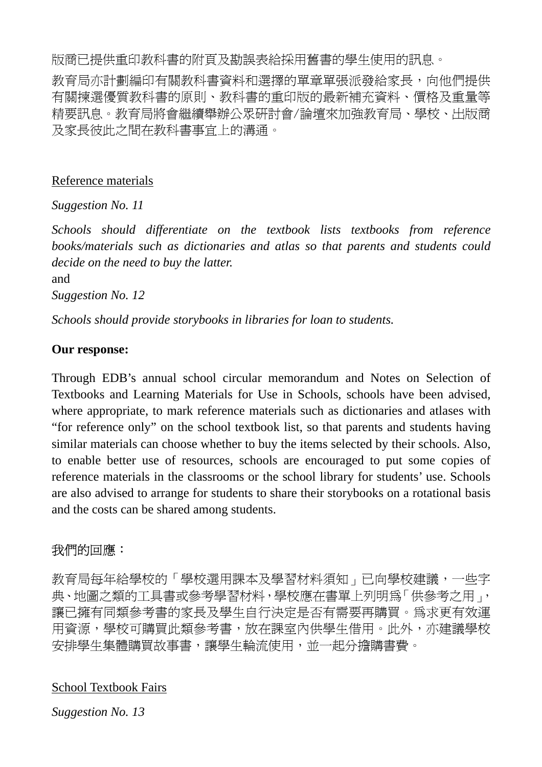版商已提供重印教科書的附頁及勘誤表給採用舊書的學生使用的訊息。

教育局亦計劃編印有關教科書資料和選擇的單章單張派發給家長，向他們提供有關揀選優質教科書的原則、教科書的重印版的最新補充資料、價格及重量等精要訊息。教育局將會繼續舉辦公眾研討會/論壇來加強教育局、學校、出版商及家長彼此之間在教科書事宜上的溝通。

<u>Reference materials</u>

*Suggestion No. 11*

*Schools should differentiate on the textbook lists textbooks from reference books/materials such as dictionaries and atlas so that parents and students could decide on the need to buy the latter.*

and

*Suggestion No. 12*

*Schools should provide storybooks in libraries for loan to students.*

**Our response:**

Through EDB's annual school circular memorandum and Notes on Selection of Textbooks and Learning Materials for Use in Schools, schools have been advised, where appropriate, to mark reference materials such as dictionaries and atlases with "for reference only" on the school textbook list, so that parents and students having similar materials can choose whether to buy the items selected by their schools. Also, to enable better use of resources, schools are encouraged to put some copies of reference materials in the classrooms or the school library for students' use. Schools are also advised to arrange for students to share their storybooks on a rotational basis and the costs can be shared among students.

我們的回應：

教育局每年給學校的「學校選用課本及學習材料須知」已向學校建議，一些字典、地圖之類的工具書或參考學習材料，學校應在書單上列明為「供參考之用」，讓已擁有同類參考書的家長及學生自行決定是否有需要再購買。為求更有效運用資源，學校可購買此類參考書，放在課室內供學生借用。此外，亦建議學校安排學生集體購買故事書，讓學生輪流使用，並一起分擔購書費。

<u>School Textbook Fairs</u>

*Suggestion No. 13*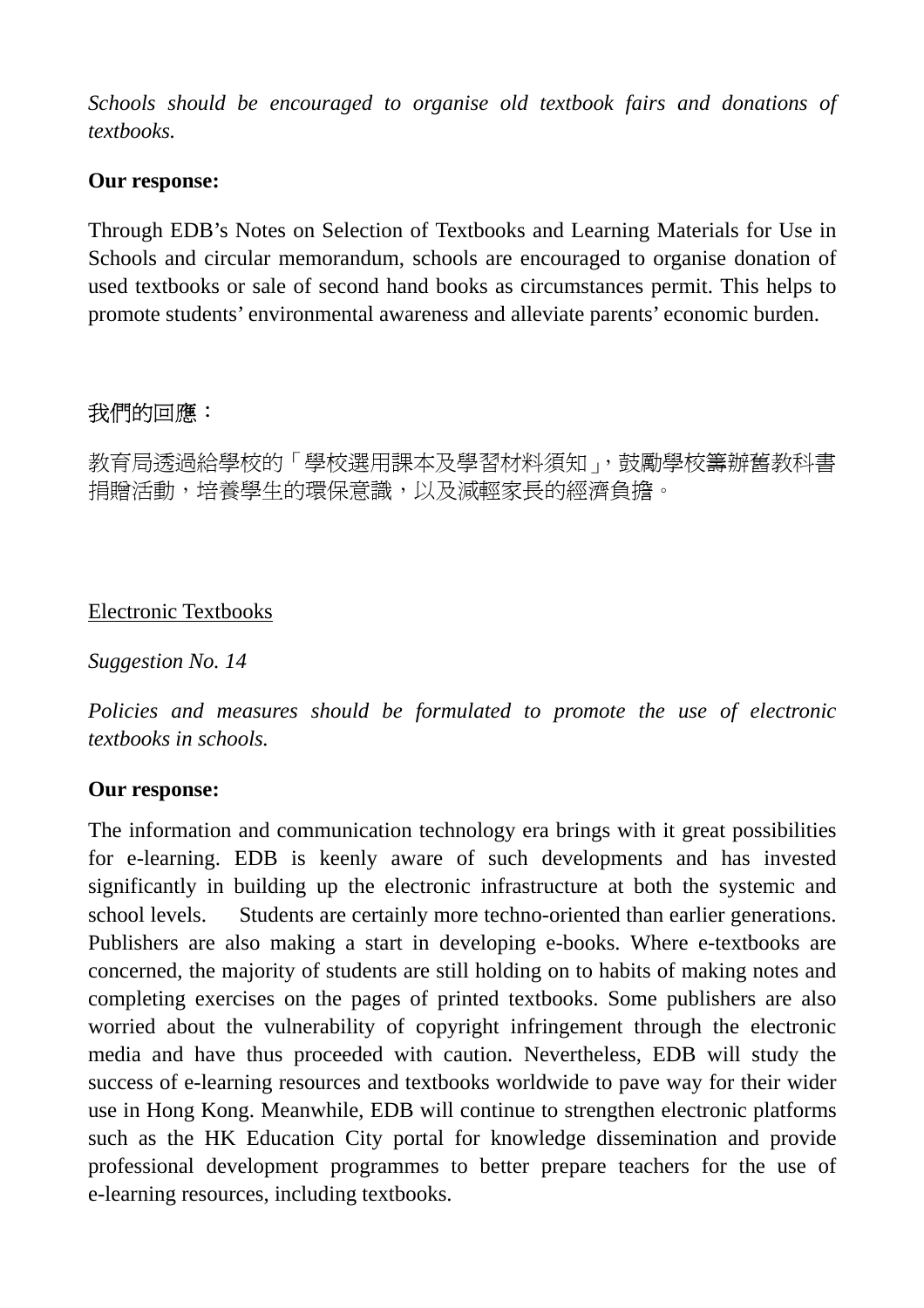*Schools should be encouraged to organise old textbook fairs and donations of textbooks.*

**Our response:**

Through EDB's Notes on Selection of Textbooks and Learning Materials for Use in Schools and circular memorandum, schools are encouraged to organise donation of used textbooks or sale of second hand books as circumstances permit. This helps to promote students' environmental awareness and alleviate parents' economic burden.

我們的回應：

教育局透過給學校的「學校選用課本及學習材料須知」，鼓勵學校籌辦舊教科書捐贈活動，培養學生的環保意識，以及減輕家長的經濟負擔。

<u>Electronic Textbooks</u>

*Suggestion No. 14*

*Policies and measures should be formulated to promote the use of electronic textbooks in schools.*

**Our response:**

The information and communication technology era brings with it great possibilities for e-learning. EDB is keenly aware of such developments and has invested significantly in building up the electronic infrastructure at both the systemic and school levels. Students are certainly more techno-oriented than earlier generations. Publishers are also making a start in developing e-books. Where e-textbooks are concerned, the majority of students are still holding on to habits of making notes and completing exercises on the pages of printed textbooks. Some publishers are also worried about the vulnerability of copyright infringement through the electronic media and have thus proceeded with caution. Nevertheless, EDB will study the success of e-learning resources and textbooks worldwide to pave way for their wider use in Hong Kong. Meanwhile, EDB will continue to strengthen electronic platforms such as the HK Education City portal for knowledge dissemination and provide professional development programmes to better prepare teachers for the use of e-learning resources, including textbooks.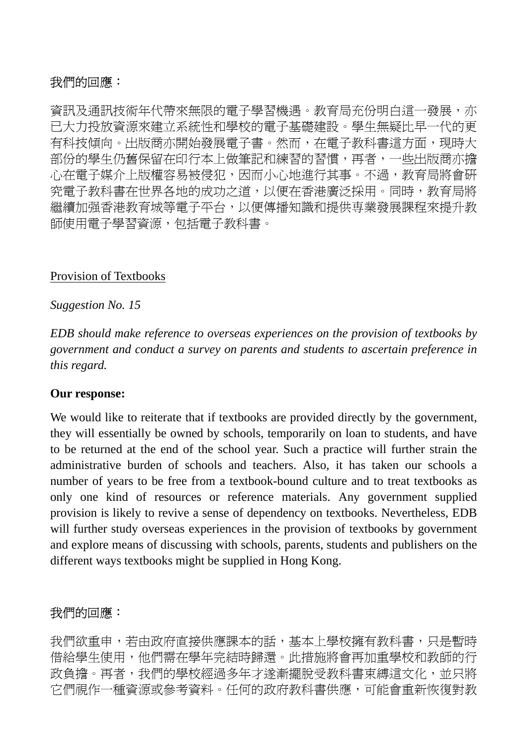我們的回應：

資訊及通訊技術年代帶來無限的電子學習機遇。教育局充份明白這一發展，亦已大力投放資源來建立系統性和學校的電子基礎建設。學生無疑比早一代的更有科技傾向。出版商亦開始發展電子書。然而，在電子教科書這方面，現時大部份的學生仍舊保留在印行本上做筆記和練習的習慣，再者，一些出版商亦擔心在電子媒介上版權容易被侵犯，因而小心地進行其事。不過，教育局將會研究電子教科書在世界各地的成功之道，以便在香港廣泛採用。同時，教育局將繼續加强香港教育城等電子平台，以便傳播知識和提供專業發展課程來提升教師使用電子學習資源，包括電子教科書。

<u>Provision of Textbooks</u>

*Suggestion No. 15*

*EDB should make reference to overseas experiences on the provision of textbooks by government and conduct a survey on parents and students to ascertain preference in this regard.*

**Our response:**

We would like to reiterate that if textbooks are provided directly by the government, they will essentially be owned by schools, temporarily on loan to students, and have to be returned at the end of the school year. Such a practice will further strain the administrative burden of schools and teachers. Also, it has taken our schools a number of years to be free from a textbook-bound culture and to treat textbooks as only one kind of resources or reference materials. Any government supplied provision is likely to revive a sense of dependency on textbooks. Nevertheless, EDB will further study overseas experiences in the provision of textbooks by government and explore means of discussing with schools, parents, students and publishers on the different ways textbooks might be supplied in Hong Kong.

我們的回應：

我們欲重申，若由政府直接供應課本的話，基本上學校擁有教科書，只是暫時借給學生使用，他們需在學年完結時歸還。此措施將會再加重學校和教師的行政負擔。再者，我們的學校經過多年才逐漸擺脫受教科書束縛這文化，並只將它們視作一種資源或參考資料。任何的政府教科書供應，可能會重新恢復對教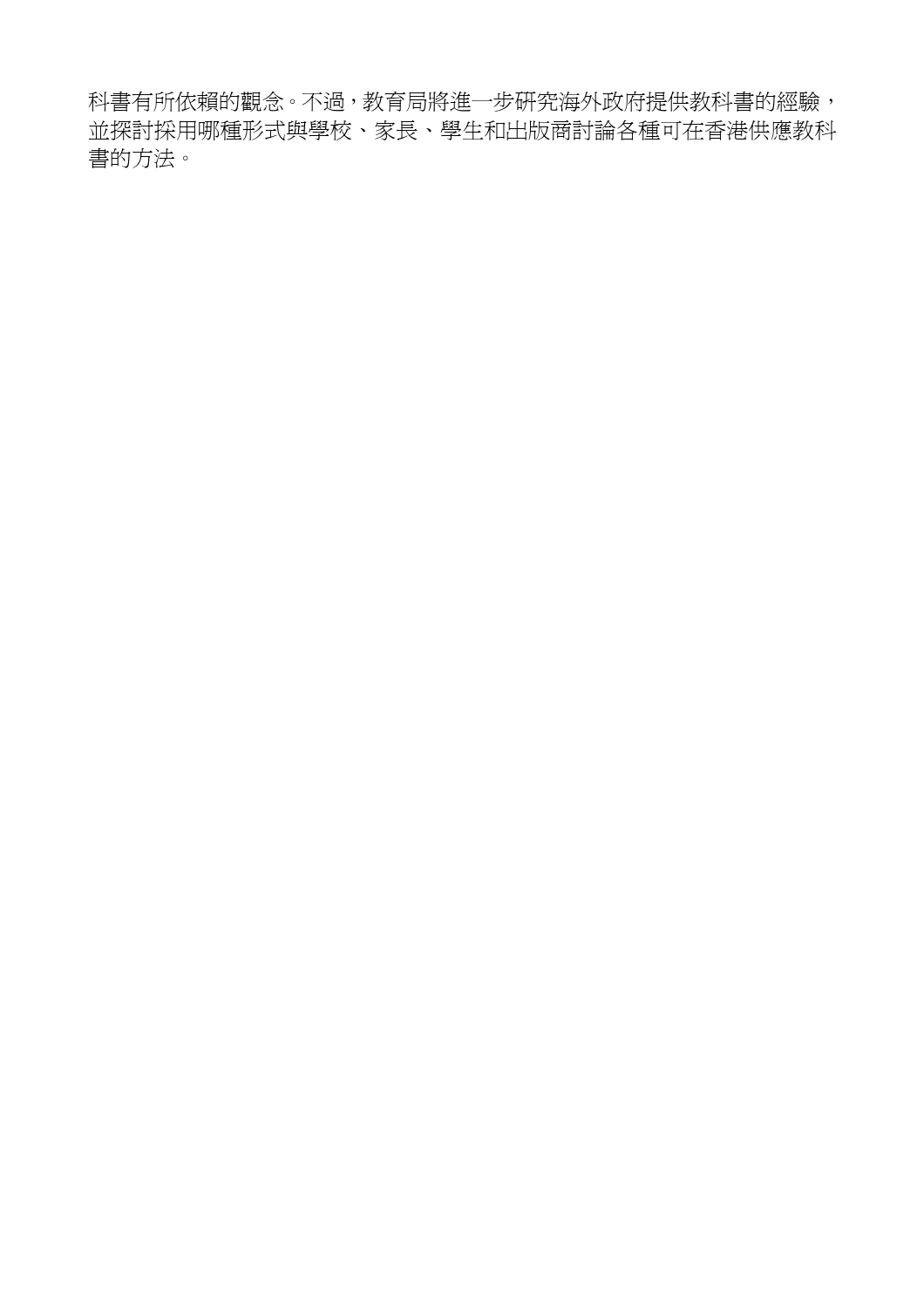科書有所依賴的觀念。不過，教育局將進一步研究海外政府提供教科書的經驗，並探討採用哪種形式與學校、家長、學生和出版商討論各種可在香港供應教科書的方法。